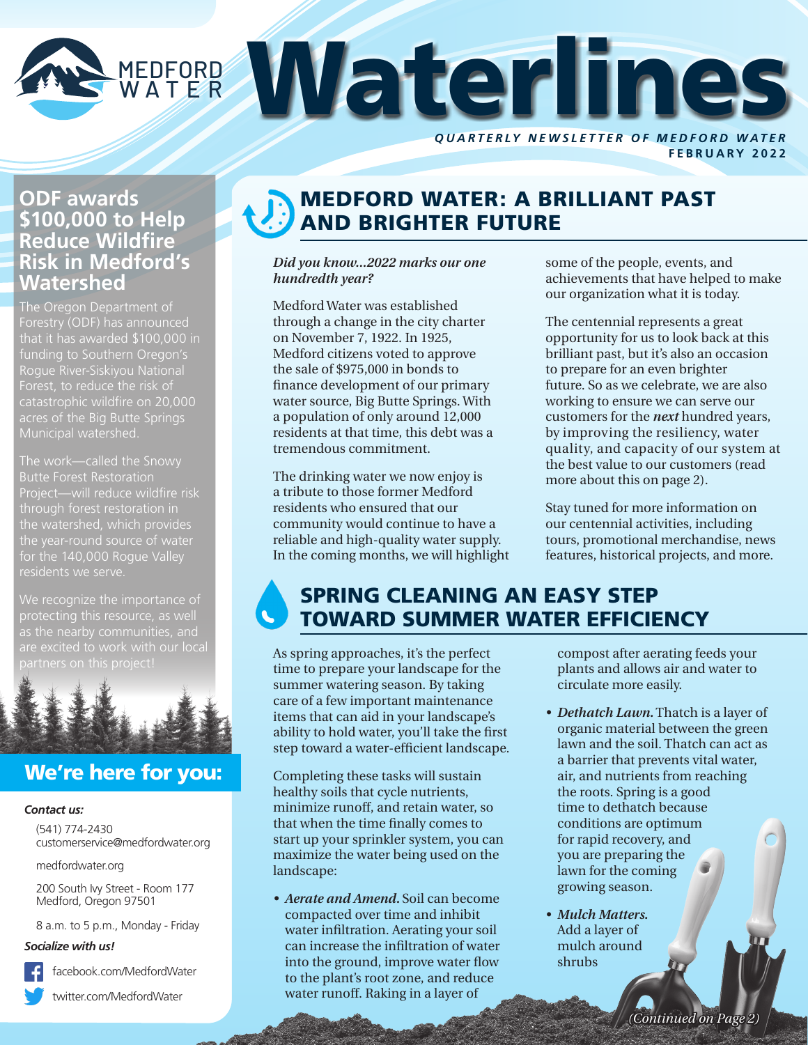# Waterlines

MEDFORD WATER

*QUARTERLY NEWSLETTER OF MEDFORD WATER*

**FEBRUARY 2022**

## ODF awards $100,000 to Help Reduce Wildfire Risk in Medford's Watershed

The Oregon Department of Forestry (ODF) has announced that it has awarded $100,000 in funding to Southern Oregon's Rogue River-Siskiyou National Forest, to reduce the risk of catastrophic wildfire on 20,000 acres of the Big Butte Springs Municipal watershed.

The work—called the Snowy Butte Forest Restoration Project—will reduce wildfire risk through forest restoration in the watershed, which provides the year-round source of water for the 140,000 Rogue Valley residents we serve.

We recognize the importance of protecting this resource, as well as the nearby communities, and are excited to work with our local partners on this project!

## We're here for you:

***Contact us:***

(541) 774-2430
customerservice@medfordwater.org

medfordwater.org

200 South Ivy Street - Room 177
Medford, Oregon 97501

8 a.m. to 5 p.m., Monday - Friday

***Socialize with us!***

facebook.com/MedfordWater

twitter.com/MedfordWater

## MEDFORD WATER: A BRILLIANT PAST AND BRIGHTER FUTURE

***Did you know...2022 marks our one hundredth year?***

Medford Water was established through a change in the city charter on November 7, 1922. In 1925, Medford citizens voted to approve the sale of $975,000 in bonds to finance development of our primary water source, Big Butte Springs. With a population of only around 12,000 residents at that time, this debt was a tremendous commitment.

The drinking water we now enjoy is a tribute to those former Medford residents who ensured that our community would continue to have a reliable and high-quality water supply. In the coming months, we will highlight some of the people, events, and achievements that have helped to make our organization what it is today.

The centennial represents a great opportunity for us to look back at this brilliant past, but it's also an occasion to prepare for an even brighter future. So as we celebrate, we are also working to ensure we can serve our customers for the ***next*** hundred years, by improving the resiliency, water quality, and capacity of our system at the best value to our customers (read more about this on page 2).

Stay tuned for more information on our centennial activities, including tours, promotional merchandise, news features, historical projects, and more.

## SPRING CLEANING AN EASY STEP TOWARD SUMMER WATER EFFICIENCY

As spring approaches, it's the perfect time to prepare your landscape for the summer watering season. By taking care of a few important maintenance items that can aid in your landscape's ability to hold water, you'll take the first step toward a water-efficient landscape.

Completing these tasks will sustain healthy soils that cycle nutrients, minimize runoff, and retain water, so that when the time finally comes to start up your sprinkler system, you can maximize the water being used on the landscape:

- ***Aerate and Amend.*** Soil can become compacted over time and inhibit water infiltration. Aerating your soil can increase the infiltration of water into the ground, improve water flow to the plant's root zone, and reduce water runoff. Raking in a layer of compost after aerating feeds your plants and allows air and water to circulate more easily.
- ***Dethatch Lawn.*** Thatch is a layer of organic material between the green lawn and the soil. Thatch can act as a barrier that prevents vital water, air, and nutrients from reaching the roots. Spring is a good time to dethatch because conditions are optimum for rapid recovery, and you are preparing the lawn for the coming growing season.
- ***Mulch Matters.*** Add a layer of mulch around shrubs

*(Continued on Page 2)*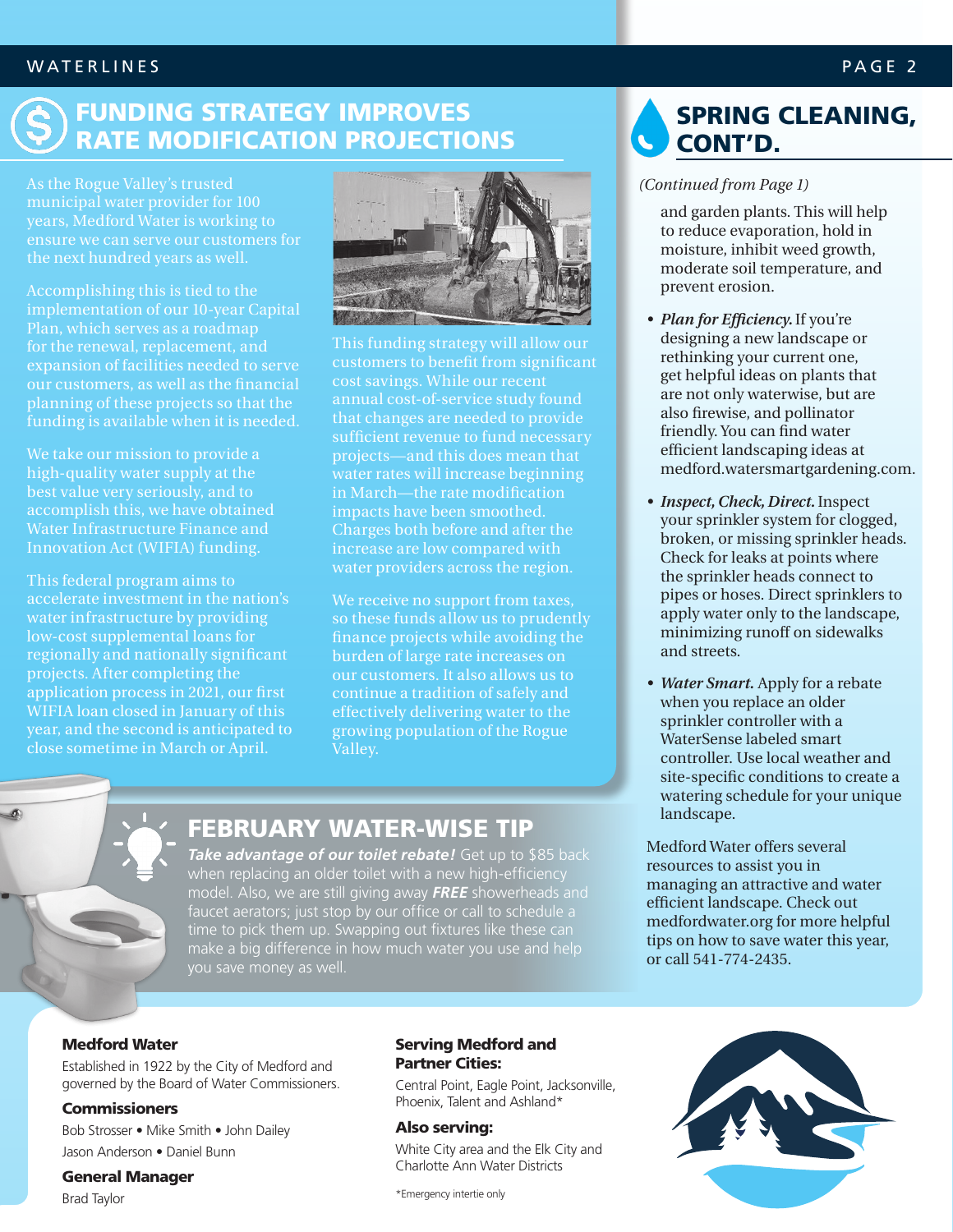## FUNDING STRATEGY IMPROVES RATE MODIFICATION PROJECTIONS

As the Rogue Valley's trusted municipal water provider for 100 years, Medford Water is working to ensure we can serve our customers for the next hundred years as well.

Accomplishing this is tied to the implementation of our 10-year Capital Plan, which serves as a roadmap for the renewal, replacement, and expansion of facilities needed to serve our customers, as well as the financial planning of these projects so that the funding is available when it is needed.

We take our mission to provide a high-quality water supply at the best value very seriously, and to accomplish this, we have obtained Water Infrastructure Finance and Innovation Act (WIFIA) funding.

This federal program aims to accelerate investment in the nation's water infrastructure by providing low-cost supplemental loans for regionally and nationally significant projects. After completing the application process in 2021, our first WIFIA loan closed in January of this year, and the second is anticipated to close sometime in March or April.

This funding strategy will allow our customers to benefit from significant cost savings. While our recent annual cost-of-service study found that changes are needed to provide sufficient revenue to fund necessary projects—and this does mean that water rates will increase beginning in March—the rate modification impacts have been smoothed. Charges both before and after the increase are low compared with water providers across the region.

We receive no support from taxes, so these funds allow us to prudently finance projects while avoiding the burden of large rate increases on our customers. It also allows us to continue a tradition of safely and effectively delivering water to the growing population of the Rogue Valley.

## FEBRUARY WATER-WISE TIP

***Take advantage of our toilet rebate!*** Get up to $85 back when replacing an older toilet with a new high-efficiency model. Also, we are still giving away ***FREE*** showerheads and faucet aerators; just stop by our office or call to schedule a time to pick them up. Swapping out fixtures like these can make a big difference in how much water you use and help you save money as well.

## SPRING CLEANING, CONT'D.

*(Continued from Page 1)*

and garden plants. This will help to reduce evaporation, hold in moisture, inhibit weed growth, moderate soil temperature, and prevent erosion.

- ***Plan for Efficiency.*** If you're designing a new landscape or rethinking your current one, get helpful ideas on plants that are not only waterwise, but are also firewise, and pollinator friendly. You can find water efficient landscaping ideas at medford.watersmartgardening.com.
- ***Inspect, Check, Direct.*** Inspect your sprinkler system for clogged, broken, or missing sprinkler heads. Check for leaks at points where the sprinkler heads connect to pipes or hoses. Direct sprinklers to apply water only to the landscape, minimizing runoff on sidewalks and streets.
- ***Water Smart.*** Apply for a rebate when you replace an older sprinkler controller with a WaterSense labeled smart controller. Use local weather and site-specific conditions to create a watering schedule for your unique landscape.

Medford Water offers several resources to assist you in managing an attractive and water efficient landscape. Check out medfordwater.org for more helpful tips on how to save water this year, or call 541-774-2435.

### Medford Water

Established in 1922 by the City of Medford and governed by the Board of Water Commissioners.

### Commissioners

Bob Strosser • Mike Smith • John Dailey
Jason Anderson • Daniel Bunn

### General Manager

Brad Taylor

### Serving Medford and Partner Cities:

Central Point, Eagle Point, Jacksonville, Phoenix, Talent and Ashland*

### Also serving:

White City area and the Elk City and Charlotte Ann Water Districts

*Emergency intertie only